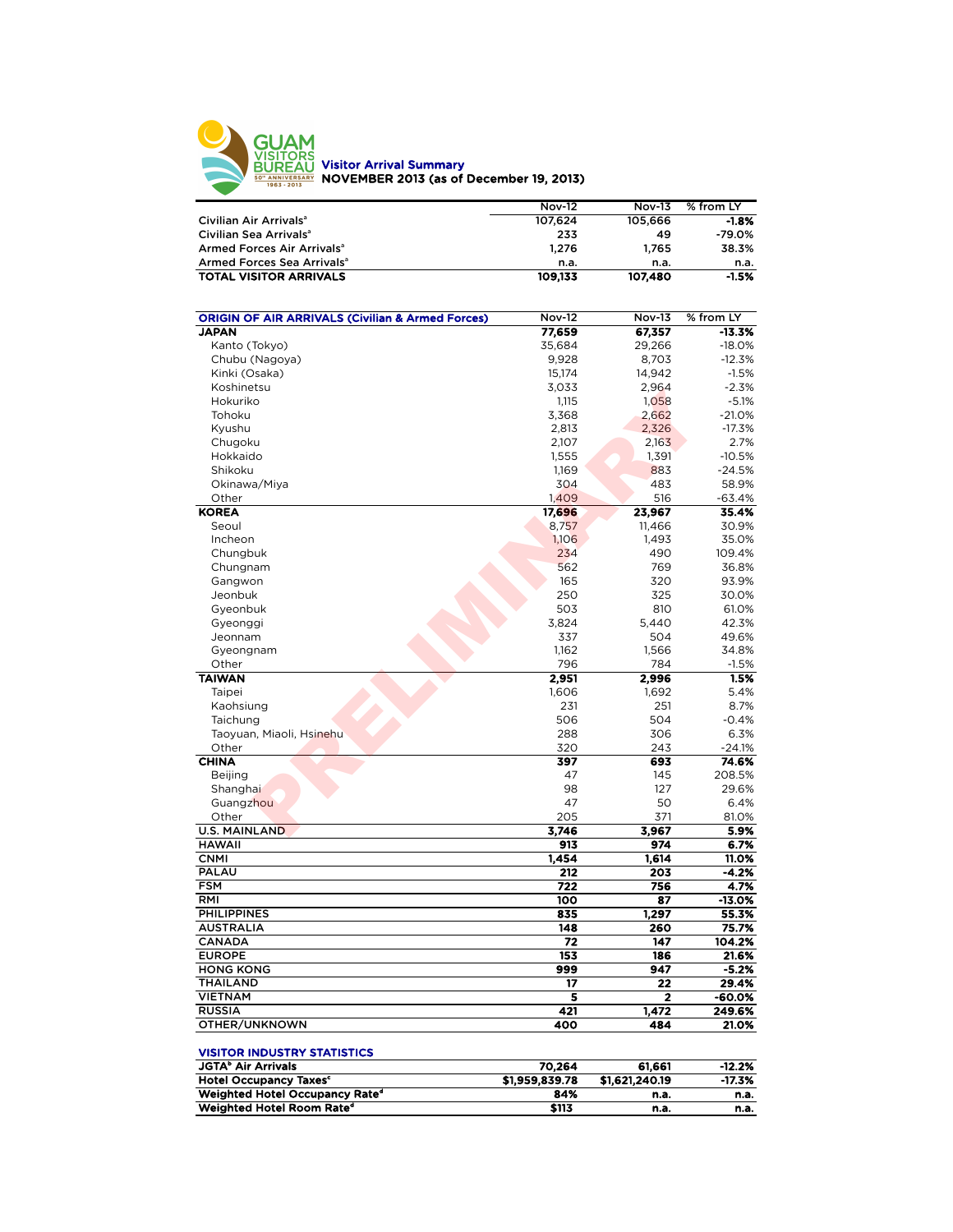GUAM VISITORS BUREAU 50th ANNIVERSARY 1963 - 2013

# Visitor Arrival Summary

**NOVEMBER 2013 (as of December 19, 2013)**

| | Nov-12 | Nov-13 | % from LY |
|---|---|---|---|
| Civilian Air Arrivals[a] | 107,624 | 105,666 | -1.8% |
| Civilian Sea Arrivals[a] | 233 | 49 | -79.0% |
| Armed Forces Air Arrivals[a] | 1,276 | 1,765 | 38.3% |
| Armed Forces Sea Arrivals[a] | n.a. | n.a. | n.a. |
| **TOTAL VISITOR ARRIVALS** | **109,133** | **107,480** | **-1.5%** |

| ORIGIN OF AIR ARRIVALS (Civilian & Armed Forces) | Nov-12 | Nov-13 | % from LY |
|---|---|---|---|
| **JAPAN** | **77,659** | **67,357** | **-13.3%** |
| Kanto (Tokyo) | 35,684 | 29,266 | -18.0% |
| Chubu (Nagoya) | 9,928 | 8,703 | -12.3% |
| Kinki (Osaka) | 15,174 | 14,942 | -1.5% |
| Koshinetsu | 3,033 | 2,964 | -2.3% |
| Hokuriko | 1,115 | 1,058 | -5.1% |
| Tohoku | 3,368 | 2,662 | -21.0% |
| Kyushu | 2,813 | 2,326 | -17.3% |
| Chugoku | 2,107 | 2,163 | 2.7% |
| Hokkaido | 1,555 | 1,391 | -10.5% |
| Shikoku | 1,169 | 883 | -24.5% |
| Okinawa/Miya | 304 | 483 | 58.9% |
| Other | 1,409 | 516 | -63.4% |
| **KOREA** | **17,696** | **23,967** | **35.4%** |
| Seoul | 8,757 | 11,466 | 30.9% |
| Incheon | 1,106 | 1,493 | 35.0% |
| Chungbuk | 234 | 490 | 109.4% |
| Chungnam | 562 | 769 | 36.8% |
| Gangwon | 165 | 320 | 93.9% |
| Jeonbuk | 250 | 325 | 30.0% |
| Gyeonbuk | 503 | 810 | 61.0% |
| Gyeonggi | 3,824 | 5,440 | 42.3% |
| Jeonnam | 337 | 504 | 49.6% |
| Gyeongnam | 1,162 | 1,566 | 34.8% |
| Other | 796 | 784 | -1.5% |
| **TAIWAN** | **2,951** | **2,996** | **1.5%** |
| Taipei | 1,606 | 1,692 | 5.4% |
| Kaohsiung | 231 | 251 | 8.7% |
| Taichung | 506 | 504 | -0.4% |
| Taoyuan, Miaoli, Hsinchu | 288 | 306 | 6.3% |
| Other | 320 | 243 | -24.1% |
| **CHINA** | **397** | **693** | **74.6%** |
| Beijing | 47 | 145 | 208.5% |
| Shanghai | 98 | 127 | 29.6% |
| Guangzhou | 47 | 50 | 6.4% |
| Other | 205 | 371 | 81.0% |
| **U.S. MAINLAND** | **3,746** | **3,967** | **5.9%** |
| **HAWAII** | **913** | **974** | **6.7%** |
| **CNMI** | **1,454** | **1,614** | **11.0%** |
| **PALAU** | **212** | **203** | **-4.2%** |
| **FSM** | **722** | **756** | **4.7%** |
| **RMI** | **100** | **87** | **-13.0%** |
| **PHILIPPINES** | **835** | **1,297** | **55.3%** |
| **AUSTRALIA** | **148** | **260** | **75.7%** |
| **CANADA** | **72** | **147** | **104.2%** |
| **EUROPE** | **153** | **186** | **21.6%** |
| **HONG KONG** | **999** | **947** | **-5.2%** |
| **THAILAND** | **17** | **22** | **29.4%** |
| **VIETNAM** | **5** | **2** | **-60.0%** |
| **RUSSIA** | **421** | **1,472** | **249.6%** |
| **OTHER/UNKNOWN** | **400** | **484** | **21.0%** |

| VISITOR INDUSTRY STATISTICS | | | |
|---|---|---|---|
| JGTA[b] Air Arrivals | 70,264 | 61,661 | -12.2% |
| Hotel Occupancy Taxes[c] | $1,959,839.78 | $1,621,240.19 | -17.3% |
| Weighted Hotel Occupancy Rate[d] | 84% | n.a. | n.a. |
| Weighted Hotel Room Rate[d] | $113 | n.a. | n.a. |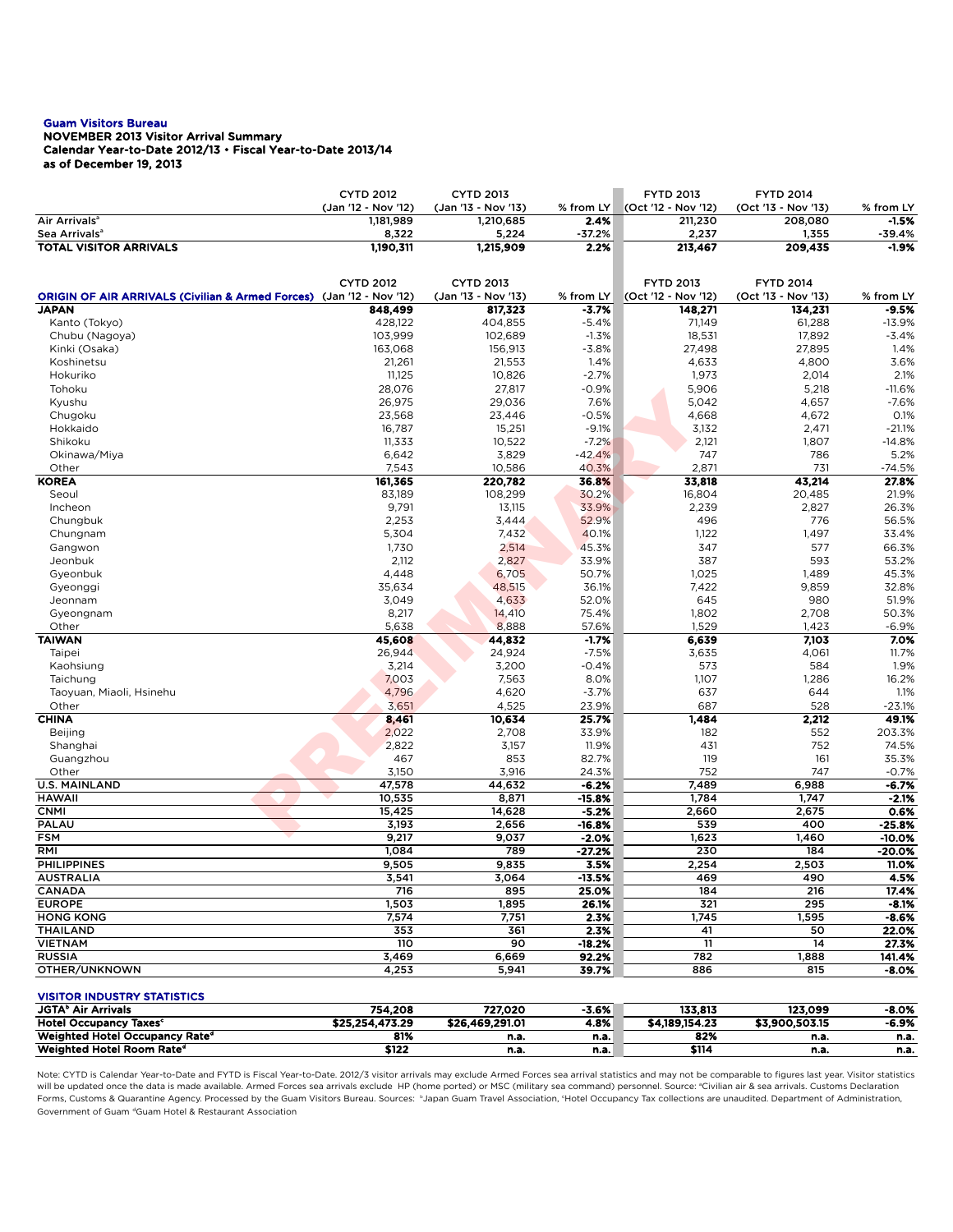**Guam Visitors Bureau**
**NOVEMBER 2013 Visitor Arrival Summary**
**Calendar Year-to-Date 2012/13 • Fiscal Year-to-Date 2013/14**
**as of December 19, 2013**

| | CYTD 2012 (Jan '12 - Nov '12) | CYTD 2013 (Jan '13 - Nov '13) | % from LY | FYTD 2013 (Oct '12 - Nov '12) | FYTD 2014 (Oct '13 - Nov '13) | % from LY |
|---|---|---|---|---|---|---|
| Air Arrivals[a] | 1,181,989 | 1,210,685 | **2.4%** | 211,230 | 208,080 | **-1.5%** |
| Sea Arrivals[a] | 8,322 | 5,224 | **-37.2%** | 2,237 | 1,355 | **-39.4%** |
| **TOTAL VISITOR ARRIVALS** | **1,190,311** | **1,215,909** | **2.2%** | **213,467** | **209,435** | **-1.9%** |

| ORIGIN OF AIR ARRIVALS (Civilian & Armed Forces) | CYTD 2012 (Jan '12 - Nov '12) | CYTD 2013 (Jan '13 - Nov '13) | % from LY | FYTD 2013 (Oct '12 - Nov '12) | FYTD 2014 (Oct '13 - Nov '13) | % from LY |
|---|---|---|---|---|---|---|
| **JAPAN** | **848,499** | **817,323** | **-3.7%** | **148,271** | **134,231** | **-9.5%** |
| Kanto (Tokyo) | 428,122 | 404,855 | -5.4% | 71,149 | 61,288 | -13.9% |
| Chubu (Nagoya) | 103,999 | 102,689 | -1.3% | 18,531 | 17,892 | -3.4% |
| Kinki (Osaka) | 163,068 | 156,913 | -3.8% | 27,498 | 27,895 | 1.4% |
| Koshinetsu | 21,261 | 21,553 | 1.4% | 4,633 | 4,800 | 3.6% |
| Hokuriko | 11,125 | 10,826 | -2.7% | 1,973 | 2,014 | 2.1% |
| Tohoku | 28,076 | 27,817 | -0.9% | 5,906 | 5,218 | -11.6% |
| Kyushu | 26,975 | 29,036 | 7.6% | 5,042 | 4,657 | -7.6% |
| Chugoku | 23,568 | 23,446 | -0.5% | 4,668 | 4,672 | 0.1% |
| Hokkaido | 16,787 | 15,251 | -9.1% | 3,132 | 2,471 | -21.1% |
| Shikoku | 11,333 | 10,522 | -7.2% | 2,121 | 1,807 | -14.8% |
| Okinawa/Miya | 6,642 | 3,829 | -42.4% | 747 | 786 | 5.2% |
| Other | 7,543 | 10,586 | 40.3% | 2,871 | 731 | -74.5% |
| **KOREA** | **161,365** | **220,782** | **36.8%** | **33,818** | **43,214** | **27.8%** |
| Seoul | 83,189 | 108,299 | 30.2% | 16,804 | 20,485 | 21.9% |
| Incheon | 9,791 | 13,115 | 33.9% | 2,239 | 2,827 | 26.3% |
| Chungbuk | 2,253 | 3,444 | 52.9% | 496 | 776 | 56.5% |
| Chungnam | 5,304 | 7,432 | 40.1% | 1,122 | 1,497 | 33.4% |
| Gangwon | 1,730 | 2,514 | 45.3% | 347 | 577 | 66.3% |
| Jeonbuk | 2,112 | 2,827 | 33.9% | 387 | 593 | 53.2% |
| Gyeonbuk | 4,448 | 6,705 | 50.7% | 1,025 | 1,489 | 45.3% |
| Gyeonggi | 35,634 | 48,515 | 36.1% | 7,422 | 9,859 | 32.8% |
| Jeonnam | 3,049 | 4,633 | 52.0% | 645 | 980 | 51.9% |
| Gyeongnam | 8,217 | 14,410 | 75.4% | 1,802 | 2,708 | 50.3% |
| Other | 5,638 | 8,888 | 57.6% | 1,529 | 1,423 | -6.9% |
| **TAIWAN** | **45,608** | **44,832** | **-1.7%** | **6,639** | **7,103** | **7.0%** |
| Taipei | 26,944 | 24,924 | -7.5% | 3,635 | 4,061 | 11.7% |
| Kaohsiung | 3,214 | 3,200 | -0.4% | 573 | 584 | 1.9% |
| Taichung | 7,003 | 7,563 | 8.0% | 1,107 | 1,286 | 16.2% |
| Taoyuan, Miaoli, Hsinehu | 4,796 | 4,620 | -3.7% | 637 | 644 | 1.1% |
| Other | 3,651 | 4,525 | 23.9% | 687 | 528 | -23.1% |
| **CHINA** | **8,461** | **10,634** | **25.7%** | **1,484** | **2,212** | **49.1%** |
| Beijing | 2,022 | 2,708 | 33.9% | 182 | 552 | 203.3% |
| Shanghai | 2,822 | 3,157 | 11.9% | 431 | 752 | 74.5% |
| Guangzhou | 467 | 853 | 82.7% | 119 | 161 | 35.3% |
| Other | 3,150 | 3,916 | 24.3% | 752 | 747 | -0.7% |
| **U.S. MAINLAND** | 47,578 | 44,632 | **-6.2%** | 7,489 | 6,988 | **-6.7%** |
| **HAWAII** | 10,535 | 8,871 | **-15.8%** | 1,784 | 1,747 | **-2.1%** |
| **CNMI** | 15,425 | 14,628 | **-5.2%** | 2,660 | 2,675 | **0.6%** |
| **PALAU** | 3,193 | 2,656 | **-16.8%** | 539 | 400 | **-25.8%** |
| **FSM** | 9,217 | 9,037 | **-2.0%** | 1,623 | 1,460 | **-10.0%** |
| **RMI** | 1,084 | 789 | **-27.2%** | 230 | 184 | **-20.0%** |
| **PHILIPPINES** | 9,505 | 9,835 | **3.5%** | 2,254 | 2,503 | **11.0%** |
| **AUSTRALIA** | 3,541 | 3,064 | **-13.5%** | 469 | 490 | **4.5%** |
| **CANADA** | 716 | 895 | **25.0%** | 184 | 216 | **17.4%** |
| **EUROPE** | 1,503 | 1,895 | **26.1%** | 321 | 295 | **-8.1%** |
| **HONG KONG** | 7,574 | 7,751 | **2.3%** | 1,745 | 1,595 | **-8.6%** |
| **THAILAND** | 353 | 361 | **2.3%** | 41 | 50 | **22.0%** |
| **VIETNAM** | 110 | 90 | **-18.2%** | 11 | 14 | **27.3%** |
| **RUSSIA** | 3,469 | 6,669 | **92.2%** | 782 | 1,888 | **141.4%** |
| **OTHER/UNKNOWN** | 4,253 | 5,941 | **39.7%** | 886 | 815 | **-8.0%** |

| VISITOR INDUSTRY STATISTICS | CYTD 2012 | CYTD 2013 | % from LY | FYTD 2013 | FYTD 2014 | % from LY |
|---|---|---|---|---|---|---|
| **JGTA[b] Air Arrivals** | **754,208** | **727,020** | **-3.6%** | **133,813** | **123,099** | **-8.0%** |
| **Hotel Occupancy Taxes[c]** | **$25,254,473.29** | **$26,469,291.01** | **4.8%** | **$4,189,154.23** | **$3,900,503.15** | **-6.9%** |
| **Weighted Hotel Occupancy Rate[d]** | **81%** | **n.a.** | **n.a.** | **82%** | **n.a.** | **n.a.** |
| **Weighted Hotel Room Rate[d]** | **$122** | **n.a.** | **n.a.** | **$114** | **n.a.** | **n.a.** |

Note: CYTD is Calendar Year-to-Date and FYTD is Fiscal Year-to-Date. 2012/3 visitor arrivals may exclude Armed Forces sea arrival statistics and may not be comparable to figures last year. Visitor statistics will be updated once the data is made available. Armed Forces sea arrivals exclude HP (home ported) or MSC (military sea command) personnel. Source: [a]Civilian air & sea arrivals. Customs Declaration Forms, Customs & Quarantine Agency. Processed by the Guam Visitors Bureau. Sources: [b]Japan Guam Travel Association, [c]Hotel Occupancy Tax collections are unaudited. Department of Administration, Government of Guam [d]Guam Hotel & Restaurant Association

PRELIMINARY